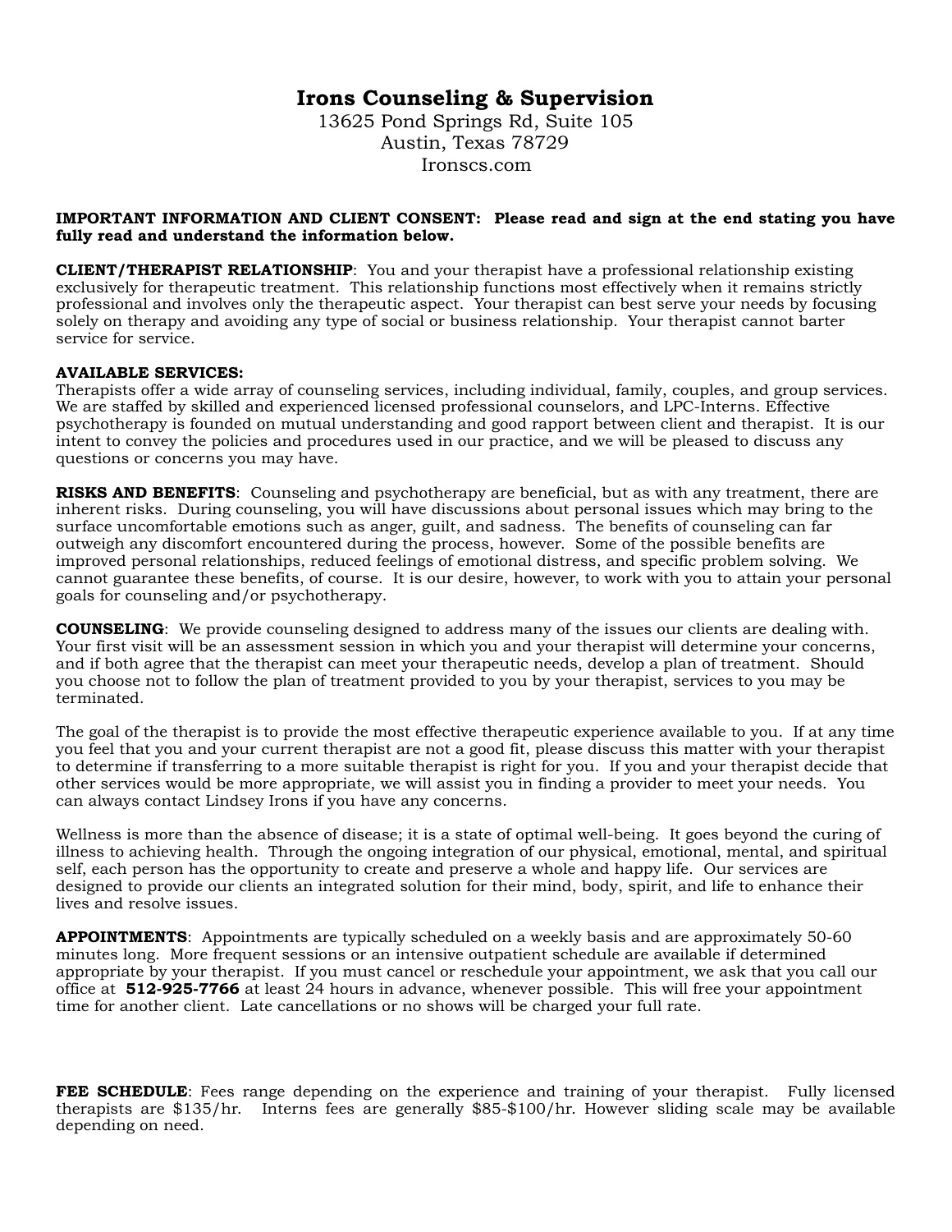# Irons Counseling & Supervision

13625 Pond Springs Rd, Suite 105
Austin, Texas 78729
Ironscs.com

**IMPORTANT INFORMATION AND CLIENT CONSENT: Please read and sign at the end stating you have fully read and understand the information below.**

**CLIENT/THERAPIST RELATIONSHIP**: You and your therapist have a professional relationship existing exclusively for therapeutic treatment. This relationship functions most effectively when it remains strictly professional and involves only the therapeutic aspect. Your therapist can best serve your needs by focusing solely on therapy and avoiding any type of social or business relationship. Your therapist cannot barter service for service.

**AVAILABLE SERVICES:**
Therapists offer a wide array of counseling services, including individual, family, couples, and group services. We are staffed by skilled and experienced licensed professional counselors, and LPC-Interns. Effective psychotherapy is founded on mutual understanding and good rapport between client and therapist. It is our intent to convey the policies and procedures used in our practice, and we will be pleased to discuss any questions or concerns you may have.

**RISKS AND BENEFITS**: Counseling and psychotherapy are beneficial, but as with any treatment, there are inherent risks. During counseling, you will have discussions about personal issues which may bring to the surface uncomfortable emotions such as anger, guilt, and sadness. The benefits of counseling can far outweigh any discomfort encountered during the process, however. Some of the possible benefits are improved personal relationships, reduced feelings of emotional distress, and specific problem solving. We cannot guarantee these benefits, of course. It is our desire, however, to work with you to attain your personal goals for counseling and/or psychotherapy.

**COUNSELING**: We provide counseling designed to address many of the issues our clients are dealing with. Your first visit will be an assessment session in which you and your therapist will determine your concerns, and if both agree that the therapist can meet your therapeutic needs, develop a plan of treatment. Should you choose not to follow the plan of treatment provided to you by your therapist, services to you may be terminated.

The goal of the therapist is to provide the most effective therapeutic experience available to you. If at any time you feel that you and your current therapist are not a good fit, please discuss this matter with your therapist to determine if transferring to a more suitable therapist is right for you. If you and your therapist decide that other services would be more appropriate, we will assist you in finding a provider to meet your needs. You can always contact Lindsey Irons if you have any concerns.

Wellness is more than the absence of disease; it is a state of optimal well-being. It goes beyond the curing of illness to achieving health. Through the ongoing integration of our physical, emotional, mental, and spiritual self, each person has the opportunity to create and preserve a whole and happy life. Our services are designed to provide our clients an integrated solution for their mind, body, spirit, and life to enhance their lives and resolve issues.

**APPOINTMENTS**: Appointments are typically scheduled on a weekly basis and are approximately 50-60 minutes long. More frequent sessions or an intensive outpatient schedule are available if determined appropriate by your therapist. If you must cancel or reschedule your appointment, we ask that you call our office at **512-925-7766** at least 24 hours in advance, whenever possible. This will free your appointment time for another client. Late cancellations or no shows will be charged your full rate.

**FEE SCHEDULE**: Fees range depending on the experience and training of your therapist. Fully licensed therapists are $135/hr. Interns fees are generally $85-$100/hr. However sliding scale may be available depending on need.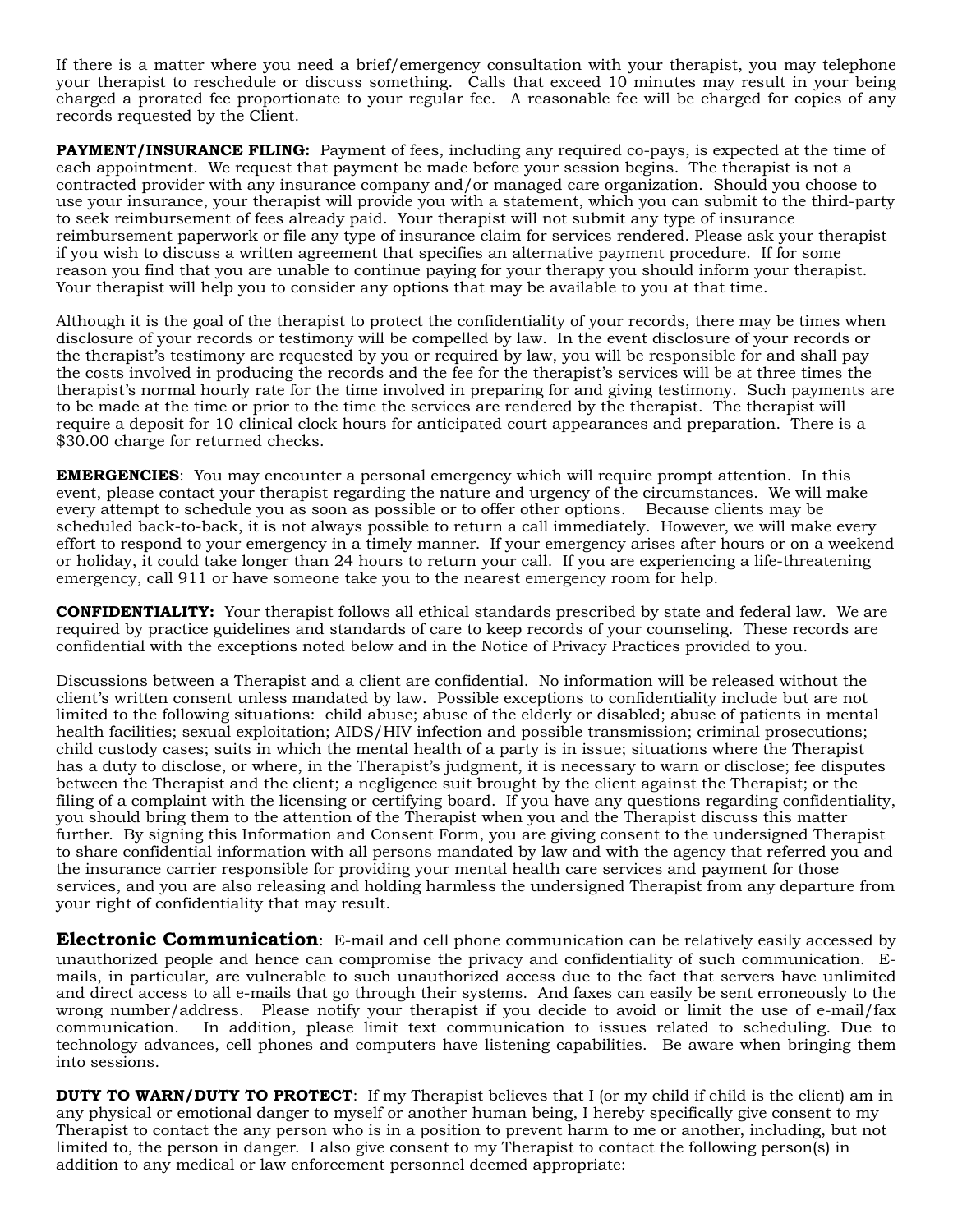If there is a matter where you need a brief/emergency consultation with your therapist, you may telephone your therapist to reschedule or discuss something. Calls that exceed 10 minutes may result in your being charged a prorated fee proportionate to your regular fee. A reasonable fee will be charged for copies of any records requested by the Client.

**PAYMENT/INSURANCE FILING:** Payment of fees, including any required co-pays, is expected at the time of each appointment. We request that payment be made before your session begins. The therapist is not a contracted provider with any insurance company and/or managed care organization. Should you choose to use your insurance, your therapist will provide you with a statement, which you can submit to the third-party to seek reimbursement of fees already paid. Your therapist will not submit any type of insurance reimbursement paperwork or file any type of insurance claim for services rendered. Please ask your therapist if you wish to discuss a written agreement that specifies an alternative payment procedure. If for some reason you find that you are unable to continue paying for your therapy you should inform your therapist. Your therapist will help you to consider any options that may be available to you at that time.

Although it is the goal of the therapist to protect the confidentiality of your records, there may be times when disclosure of your records or testimony will be compelled by law. In the event disclosure of your records or the therapist's testimony are requested by you or required by law, you will be responsible for and shall pay the costs involved in producing the records and the fee for the therapist's services will be at three times the therapist's normal hourly rate for the time involved in preparing for and giving testimony. Such payments are to be made at the time or prior to the time the services are rendered by the therapist. The therapist will require a deposit for 10 clinical clock hours for anticipated court appearances and preparation. There is a $30.00 charge for returned checks.

**EMERGENCIES**: You may encounter a personal emergency which will require prompt attention. In this event, please contact your therapist regarding the nature and urgency of the circumstances. We will make every attempt to schedule you as soon as possible or to offer other options. Because clients may be scheduled back-to-back, it is not always possible to return a call immediately. However, we will make every effort to respond to your emergency in a timely manner. If your emergency arises after hours or on a weekend or holiday, it could take longer than 24 hours to return your call. If you are experiencing a life-threatening emergency, call 911 or have someone take you to the nearest emergency room for help.

**CONFIDENTIALITY:** Your therapist follows all ethical standards prescribed by state and federal law. We are required by practice guidelines and standards of care to keep records of your counseling. These records are confidential with the exceptions noted below and in the Notice of Privacy Practices provided to you.

Discussions between a Therapist and a client are confidential. No information will be released without the client's written consent unless mandated by law. Possible exceptions to confidentiality include but are not limited to the following situations: child abuse; abuse of the elderly or disabled; abuse of patients in mental health facilities; sexual exploitation; AIDS/HIV infection and possible transmission; criminal prosecutions; child custody cases; suits in which the mental health of a party is in issue; situations where the Therapist has a duty to disclose, or where, in the Therapist's judgment, it is necessary to warn or disclose; fee disputes between the Therapist and the client; a negligence suit brought by the client against the Therapist; or the filing of a complaint with the licensing or certifying board. If you have any questions regarding confidentiality, you should bring them to the attention of the Therapist when you and the Therapist discuss this matter further. By signing this Information and Consent Form, you are giving consent to the undersigned Therapist to share confidential information with all persons mandated by law and with the agency that referred you and the insurance carrier responsible for providing your mental health care services and payment for those services, and you are also releasing and holding harmless the undersigned Therapist from any departure from your right of confidentiality that may result.

**Electronic Communication**: E-mail and cell phone communication can be relatively easily accessed by unauthorized people and hence can compromise the privacy and confidentiality of such communication. E-mails, in particular, are vulnerable to such unauthorized access due to the fact that servers have unlimited and direct access to all e-mails that go through their systems. And faxes can easily be sent erroneously to the wrong number/address. Please notify your therapist if you decide to avoid or limit the use of e-mail/fax communication. In addition, please limit text communication to issues related to scheduling. Due to technology advances, cell phones and computers have listening capabilities. Be aware when bringing them into sessions.

**DUTY TO WARN/DUTY TO PROTECT**: If my Therapist believes that I (or my child if child is the client) am in any physical or emotional danger to myself or another human being, I hereby specifically give consent to my Therapist to contact the any person who is in a position to prevent harm to me or another, including, but not limited to, the person in danger. I also give consent to my Therapist to contact the following person(s) in addition to any medical or law enforcement personnel deemed appropriate: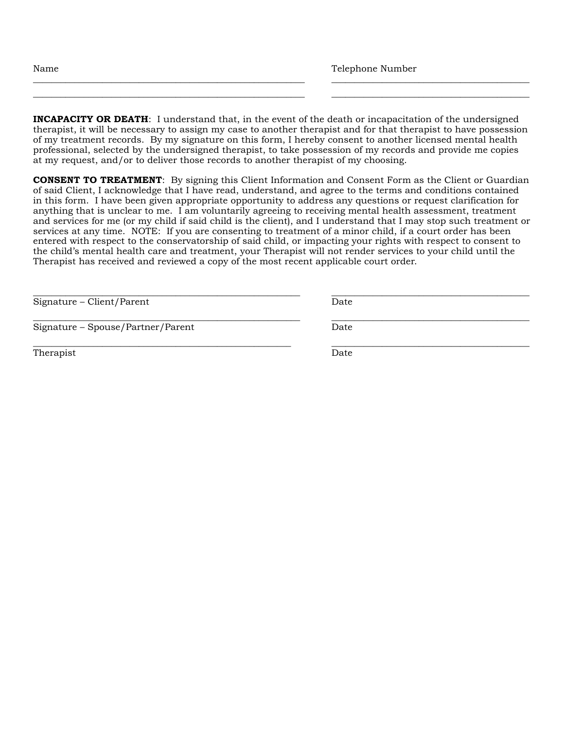| Name | Telephone Number |
| --- | --- |
| ______________________________ | ______________________________ |
| ______________________________ | ______________________________ |

**INCAPACITY OR DEATH**: I understand that, in the event of the death or incapacitation of the undersigned therapist, it will be necessary to assign my case to another therapist and for that therapist to have possession of my treatment records. By my signature on this form, I hereby consent to another licensed mental health professional, selected by the undersigned therapist, to take possession of my records and provide me copies at my request, and/or to deliver those records to another therapist of my choosing.

**CONSENT TO TREATMENT**: By signing this Client Information and Consent Form as the Client or Guardian of said Client, I acknowledge that I have read, understand, and agree to the terms and conditions contained in this form. I have been given appropriate opportunity to address any questions or request clarification for anything that is unclear to me. I am voluntarily agreeing to receiving mental health assessment, treatment and services for me (or my child if said child is the client), and I understand that I may stop such treatment or services at any time. NOTE: If you are consenting to treatment of a minor child, if a court order has been entered with respect to the conservatorship of said child, or impacting your rights with respect to consent to the child's mental health care and treatment, your Therapist will not render services to your child until the Therapist has received and reviewed a copy of the most recent applicable court order.

______________________________ ______________________________
Signature – Client/Parent Date

______________________________ ______________________________
Signature – Spouse/Partner/Parent Date

______________________________ ______________________________
Therapist Date